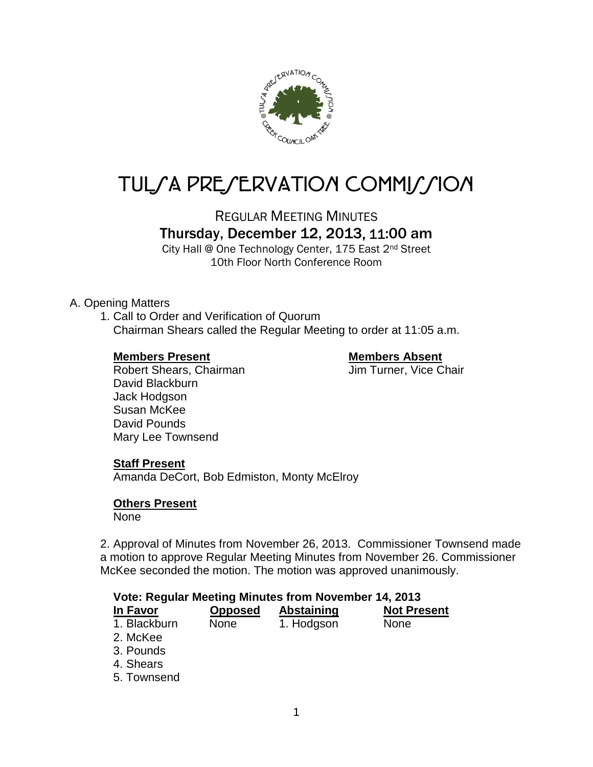# TULSA PRESERVATION COMMISSION

## REGULAR MEETING MINUTES

### Thursday, December 12, 2013, 11:00 am

City Hall @ One Technology Center, 175 East 2nd Street
10th Floor North Conference Room

A. Opening Matters

1. Call to Order and Verification of Quorum
   Chairman Shears called the Regular Meeting to order at 11:05 a.m.

**Members Present**
Robert Shears, Chairman
David Blackburn
Jack Hodgson
Susan McKee
David Pounds
Mary Lee Townsend

**Members Absent**
Jim Turner, Vice Chair

**Staff Present**
Amanda DeCort, Bob Edmiston, Monty McElroy

**Others Present**
None

2. Approval of Minutes from November 26, 2013. Commissioner Townsend made a motion to approve Regular Meeting Minutes from November 26. Commissioner McKee seconded the motion. The motion was approved unanimously.

**Vote: Regular Meeting Minutes from November 14, 2013**

| In Favor | Opposed | Abstaining | Not Present |
|---|---|---|---|
| 1. Blackburn | None | 1. Hodgson | None |
| 2. McKee | | | |
| 3. Pounds | | | |
| 4. Shears | | | |
| 5. Townsend | | | |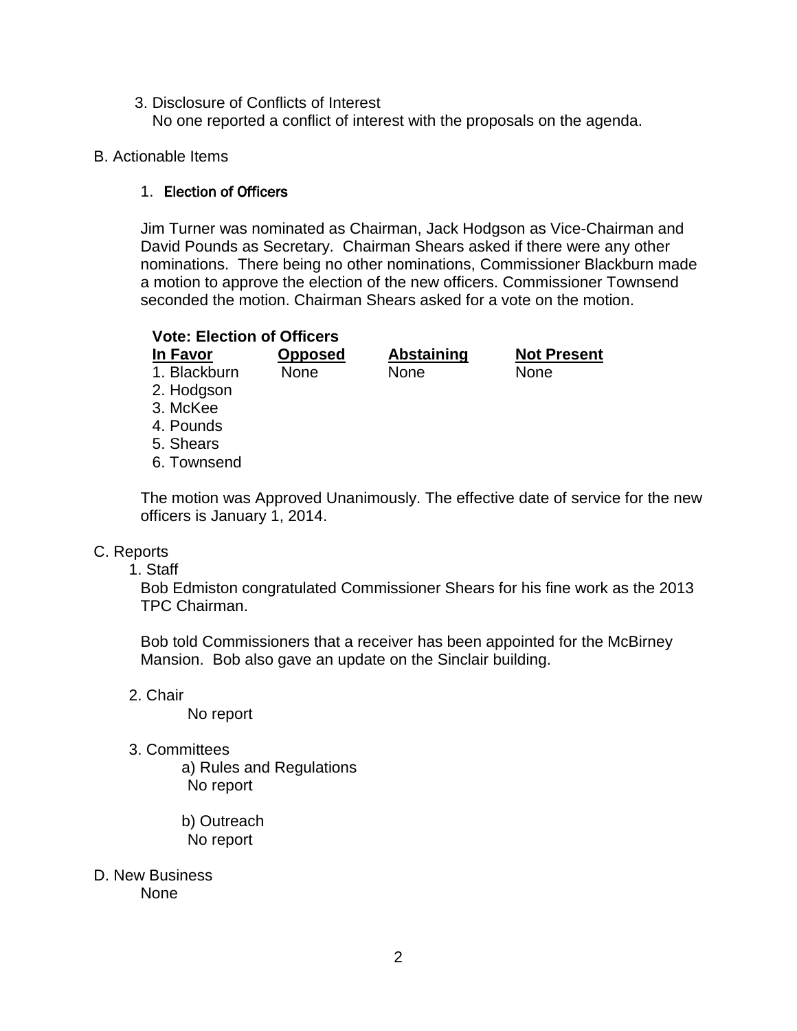3. Disclosure of Conflicts of Interest
   No one reported a conflict of interest with the proposals on the agenda.

B. Actionable Items

1. Election of Officers

Jim Turner was nominated as Chairman, Jack Hodgson as Vice-Chairman and David Pounds as Secretary. Chairman Shears asked if there were any other nominations. There being no other nominations, Commissioner Blackburn made a motion to approve the election of the new officers. Commissioner Townsend seconded the motion. Chairman Shears asked for a vote on the motion.

**Vote: Election of Officers**

| **In Favor** | **Opposed** | **Abstaining** | **Not Present** |
|---|---|---|---|
| 1. Blackburn | None | None | None |
| 2. Hodgson | | | |
| 3. McKee | | | |
| 4. Pounds | | | |
| 5. Shears | | | |
| 6. Townsend | | | |

The motion was Approved Unanimously. The effective date of service for the new officers is January 1, 2014.

C. Reports

1. Staff
   Bob Edmiston congratulated Commissioner Shears for his fine work as the 2013 TPC Chairman.

   Bob told Commissioners that a receiver has been appointed for the McBirney Mansion. Bob also gave an update on the Sinclair building.

2. Chair
   No report

3. Committees
   a) Rules and Regulations
   No report

   b) Outreach
   No report

D. New Business
   None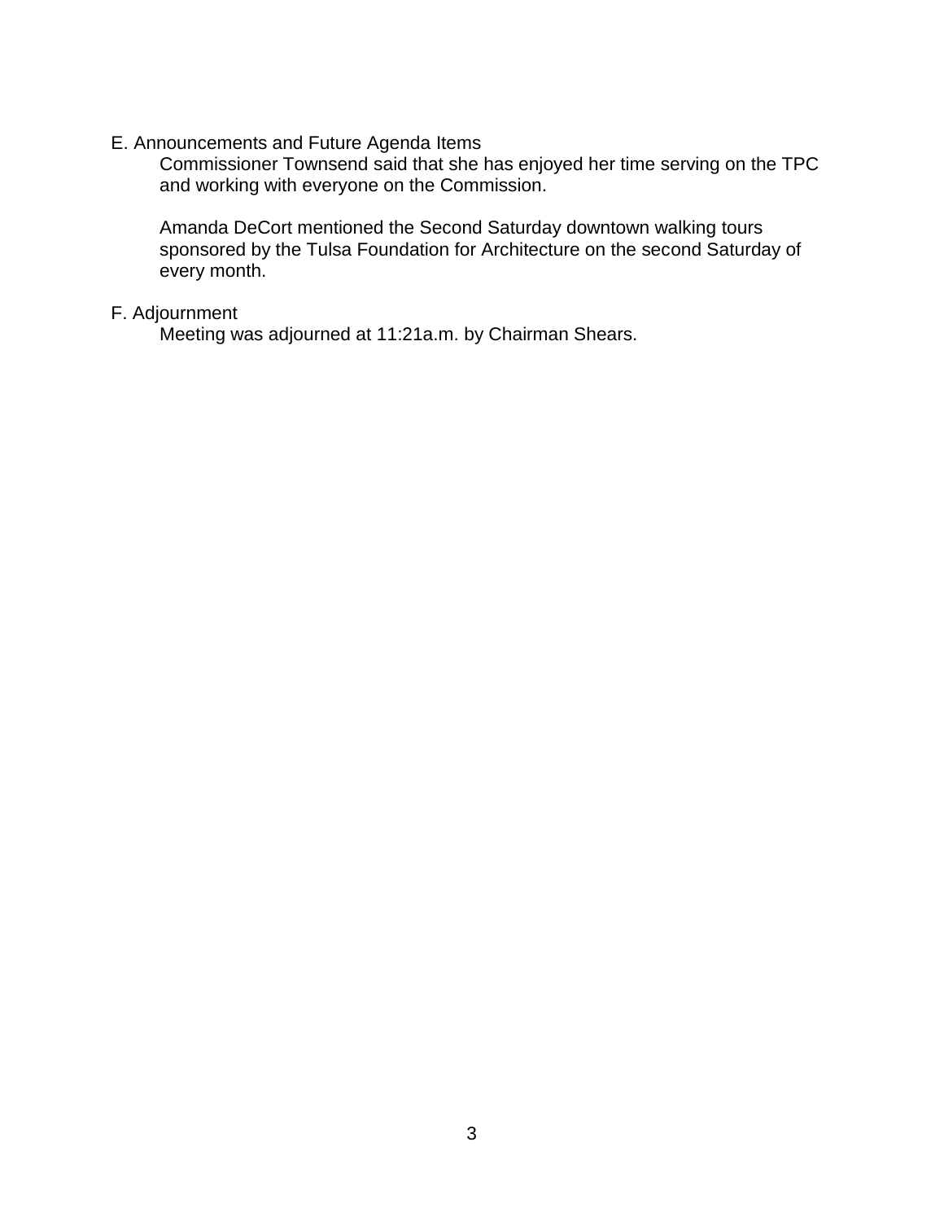E. Announcements and Future Agenda Items

Commissioner Townsend said that she has enjoyed her time serving on the TPC and working with everyone on the Commission.

Amanda DeCort mentioned the Second Saturday downtown walking tours sponsored by the Tulsa Foundation for Architecture on the second Saturday of every month.

F. Adjournment

Meeting was adjourned at 11:21a.m. by Chairman Shears.